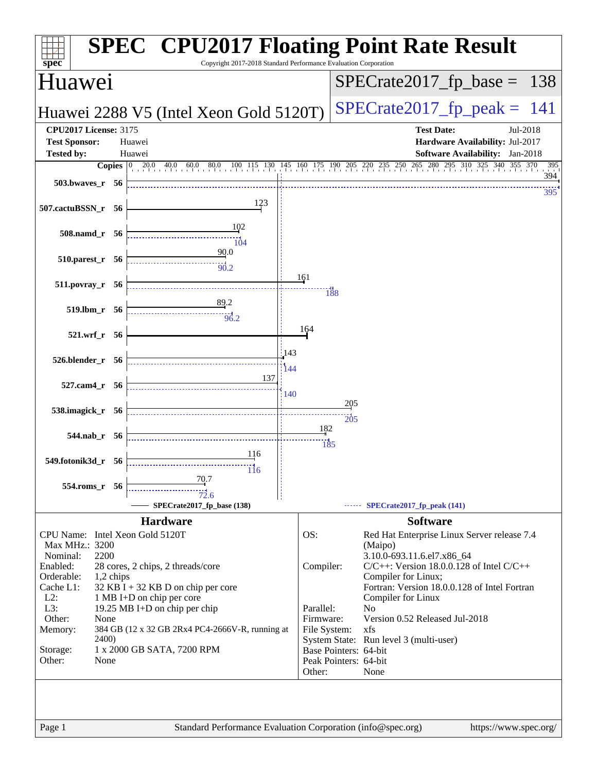# SPEC CPU2017 Floating Point Rate Result

Copyright 2017-2018 Standard Performance Evaluation Corporation

## Huawei

**Huawei 2288 V5 (Intel Xeon Gold 5120T)**

SPECrate2017_fp_base = 138

SPECrate2017_fp_peak = 141

| | | | |
|---|---|---|---|
| **CPU2017 License:** | 3175 | **Test Date:** | Jul-2018 |
| **Test Sponsor:** | Huawei | **Hardware Availability:** | Jul-2017 |
| **Tested by:** | Huawei | **Software Availability:** | Jan-2018 |

| Benchmark | Copies | Base | Peak |
|---|---|---|---|
| 503.bwaves_r | 56 | 394 | 395 |
| 507.cactuBSSN_r | 56 | 123 | |
| 508.namd_r | 56 | 102 | 104 |
| 510.parest_r | 56 | 90.0 | 90.2 |
| 511.povray_r | 56 | 161 | 188 |
| 519.lbm_r | 56 | 89.2 | 96.2 |
| 521.wrf_r | 56 | 164 | |
| 526.blender_r | 56 | 143 | 144 |
| 527.cam4_r | 56 | 137 | 140 |
| 538.imagick_r | 56 | 205 | 205 |
| 544.nab_r | 56 | 182 | 185 |
| 549.fotonik3d_r | 56 | 116 | 116 |
| 554.roms_r | 56 | 70.7 | 72.6 |

SPECrate2017_fp_base (138) — SPECrate2017_fp_peak (141)

### Hardware

| | |
|---|---|
| CPU Name: | Intel Xeon Gold 5120T |
| Max MHz.: | 3200 |
| Nominal: | 2200 |
| Enabled: | 28 cores, 2 chips, 2 threads/core |
| Orderable: | 1,2 chips |
| Cache L1: | 32 KB I + 32 KB D on chip per core |
| L2: | 1 MB I+D on chip per core |
| L3: | 19.25 MB I+D on chip per chip |
| Other: | None |
| Memory: | 384 GB (12 x 32 GB 2Rx4 PC4-2666V-R, running at 2400) |
| Storage: | 1 x 2000 GB SATA, 7200 RPM |
| Other: | None |

### Software

| | |
|---|---|
| OS: | Red Hat Enterprise Linux Server release 7.4 (Maipo) 3.10.0-693.11.6.el7.x86_64 |
| Compiler: | C/C++: Version 18.0.0.128 of Intel C/C++ Compiler for Linux; Fortran: Version 18.0.0.128 of Intel Fortran Compiler for Linux |
| Parallel: | No |
| Firmware: | Version 0.52 Released Jul-2018 |
| File System: | xfs |
| System State: | Run level 3 (multi-user) |
| Base Pointers: | 64-bit |
| Peak Pointers: | 64-bit |
| Other: | None |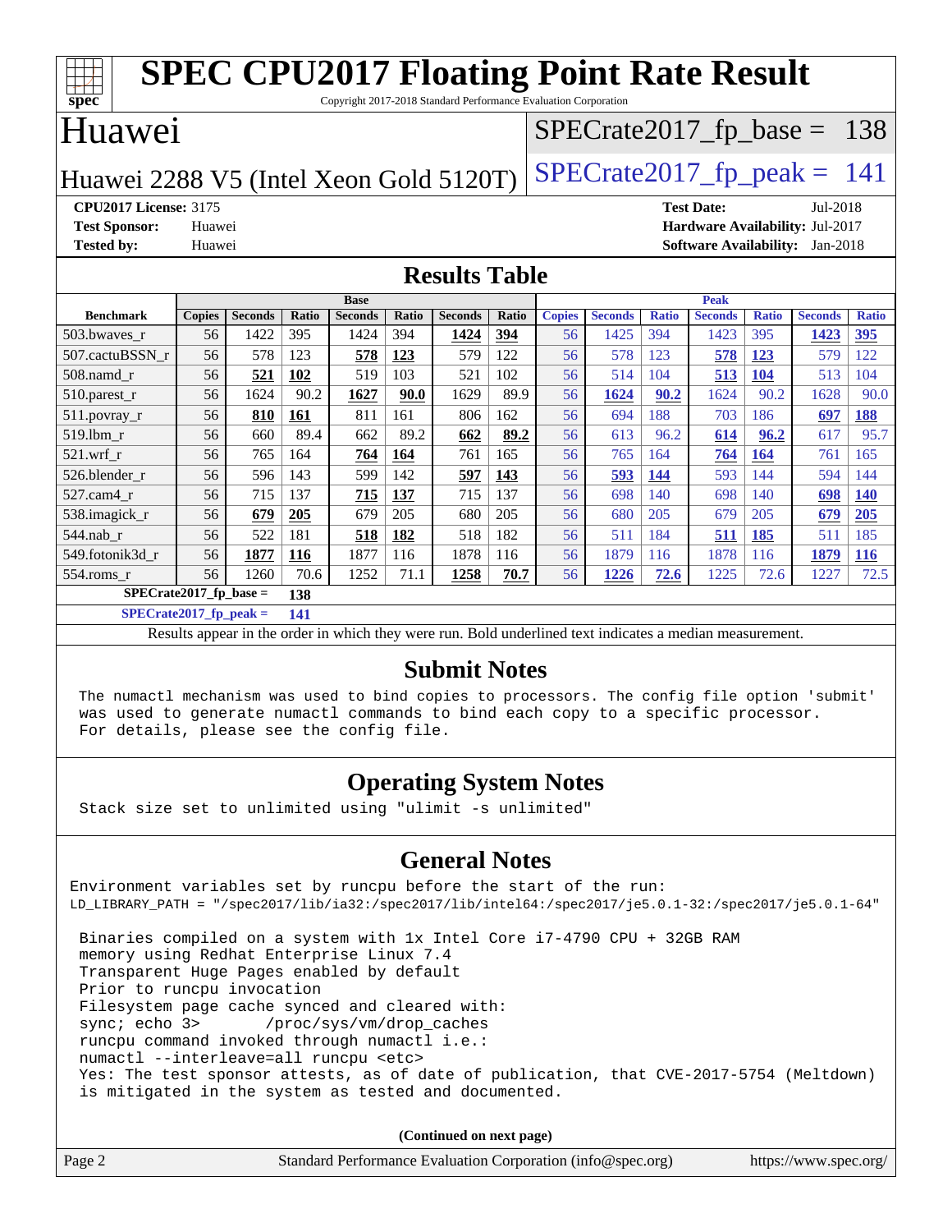# SPEC CPU2017 Floating Point Rate Result

Copyright 2017-2018 Standard Performance Evaluation Corporation

## Huawei

Huawei 2288 V5 (Intel Xeon Gold 5120T)

SPECrate2017_fp_base = 138

SPECrate2017_fp_peak = 141

**CPU2017 License:** 3175
**Test Sponsor:** Huawei
**Tested by:** Huawei
**Test Date:** Jul-2018
**Hardware Availability:** Jul-2017
**Software Availability:** Jan-2018

## Results Table

| Benchmark | Base | | | | | | | Peak | | | | | | |
|---|---|---|---|---|---|---|---|---|---|---|---|---|---|---|
| | Copies | Seconds | Ratio | Seconds | Ratio | Seconds | Ratio | Copies | Seconds | Ratio | Seconds | Ratio | Seconds | Ratio |
| 503.bwaves_r | 56 | 1422 | 395 | 1424 | 394 | **1424** | **394** | 56 | 1425 | 394 | 1423 | 395 | **1423** | **395** |
| 507.cactuBSSN_r | 56 | 578 | 123 | **578** | **123** | 579 | 122 | 56 | 578 | 123 | **578** | **123** | 579 | 122 |
| 508.namd_r | 56 | **521** | **102** | 519 | 103 | 521 | 102 | 56 | 514 | 104 | **513** | **104** | 513 | 104 |
| 510.parest_r | 56 | 1624 | 90.2 | **1627** | **90.0** | 1629 | 89.9 | 56 | **1624** | **90.2** | 1624 | 90.2 | 1628 | 90.0 |
| 511.povray_r | 56 | **810** | **161** | 811 | 161 | 806 | 162 | 56 | 694 | 188 | 703 | 186 | **697** | **188** |
| 519.lbm_r | 56 | 660 | 89.4 | 662 | 89.2 | **662** | **89.2** | 56 | 613 | 96.2 | **614** | **96.2** | 617 | 95.7 |
| 521.wrf_r | 56 | 765 | 164 | **764** | **164** | 761 | 165 | 56 | 765 | 164 | **764** | **164** | 761 | 165 |
| 526.blender_r | 56 | 596 | 143 | 599 | 142 | **597** | **143** | 56 | **593** | **144** | 593 | 144 | 594 | 144 |
| 527.cam4_r | 56 | 715 | 137 | **715** | **137** | 715 | 137 | 56 | 698 | 140 | 698 | 140 | **698** | **140** |
| 538.imagick_r | 56 | **679** | **205** | 679 | 205 | 680 | 205 | 56 | 680 | 205 | 679 | 205 | **679** | **205** |
| 544.nab_r | 56 | 522 | 181 | **518** | **182** | 518 | 182 | 56 | 511 | 184 | **511** | **185** | 511 | 185 |
| 549.fotonik3d_r | 56 | **1877** | **116** | 1877 | 116 | 1878 | 116 | 56 | 1879 | 116 | 1878 | 116 | **1879** | **116** |
| 554.roms_r | 56 | 1260 | 70.6 | 1252 | 71.1 | **1258** | **70.7** | 56 | **1226** | **72.6** | 1225 | 72.6 | 1227 | 72.5 |

**SPECrate2017_fp_base = 138**

**SPECrate2017_fp_peak = 141**

Results appear in the order in which they were run. Bold underlined text indicates a median measurement.

## Submit Notes

```
The numactl mechanism was used to bind copies to processors. The config file option 'submit'
was used to generate numactl commands to bind each copy to a specific processor.
For details, please see the config file.
```

## Operating System Notes

```
Stack size set to unlimited using "ulimit -s unlimited"
```

## General Notes

```
Environment variables set by runcpu before the start of the run:
LD_LIBRARY_PATH = "/spec2017/lib/ia32:/spec2017/lib/intel64:/spec2017/je5.0.1-32:/spec2017/je5.0.1-64"

 Binaries compiled on a system with 1x Intel Core i7-4790 CPU + 32GB RAM
 memory using Redhat Enterprise Linux 7.4
 Transparent Huge Pages enabled by default
 Prior to runcpu invocation
 Filesystem page cache synced and cleared with:
 sync; echo 3>       /proc/sys/vm/drop_caches
 runcpu command invoked through numactl i.e.:
 numactl --interleave=all runcpu <etc>
 Yes: The test sponsor attests, as of date of publication, that CVE-2017-5754 (Meltdown)
 is mitigated in the system as tested and documented.
```

**(Continued on next page)**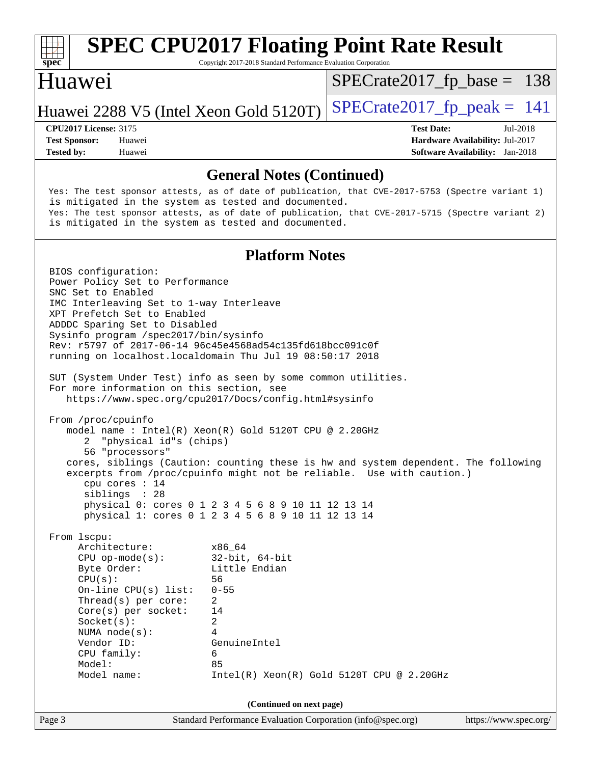## General Notes (Continued)

```
Yes: The test sponsor attests, as of date of publication, that CVE-2017-5753 (Spectre variant 1)
is mitigated in the system as tested and documented.
Yes: The test sponsor attests, as of date of publication, that CVE-2017-5715 (Spectre variant 2)
is mitigated in the system as tested and documented.
```

## Platform Notes

```
BIOS configuration:
Power Policy Set to Performance
SNC Set to Enabled
IMC Interleaving Set to 1-way Interleave
XPT Prefetch Set to Enabled
ADDDC Sparing Set to Disabled
Sysinfo program /spec2017/bin/sysinfo
Rev: r5797 of 2017-06-14 96c45e4568ad54c135fd618bcc091c0f
running on localhost.localdomain Thu Jul 19 08:50:17 2018

SUT (System Under Test) info as seen by some common utilities.
For more information on this section, see
   https://www.spec.org/cpu2017/Docs/config.html#sysinfo

From /proc/cpuinfo
   model name : Intel(R) Xeon(R) Gold 5120T CPU @ 2.20GHz
      2  "physical id"s (chips)
      56 "processors"
   cores, siblings (Caution: counting these is hw and system dependent. The following
   excerpts from /proc/cpuinfo might not be reliable.  Use with caution.)
      cpu cores : 14
      siblings  : 28
      physical 0: cores 0 1 2 3 4 5 6 8 9 10 11 12 13 14
      physical 1: cores 0 1 2 3 4 5 6 8 9 10 11 12 13 14

From lscpu:
     Architecture:          x86_64
     CPU op-mode(s):        32-bit, 64-bit
     Byte Order:            Little Endian
     CPU(s):                56
     On-line CPU(s) list:   0-55
     Thread(s) per core:    2
     Core(s) per socket:    14
     Socket(s):             2
     NUMA node(s):          4
     Vendor ID:             GenuineIntel
     CPU family:            6
     Model:                 85
     Model name:            Intel(R) Xeon(R) Gold 5120T CPU @ 2.20GHz
```

(Continued on next page)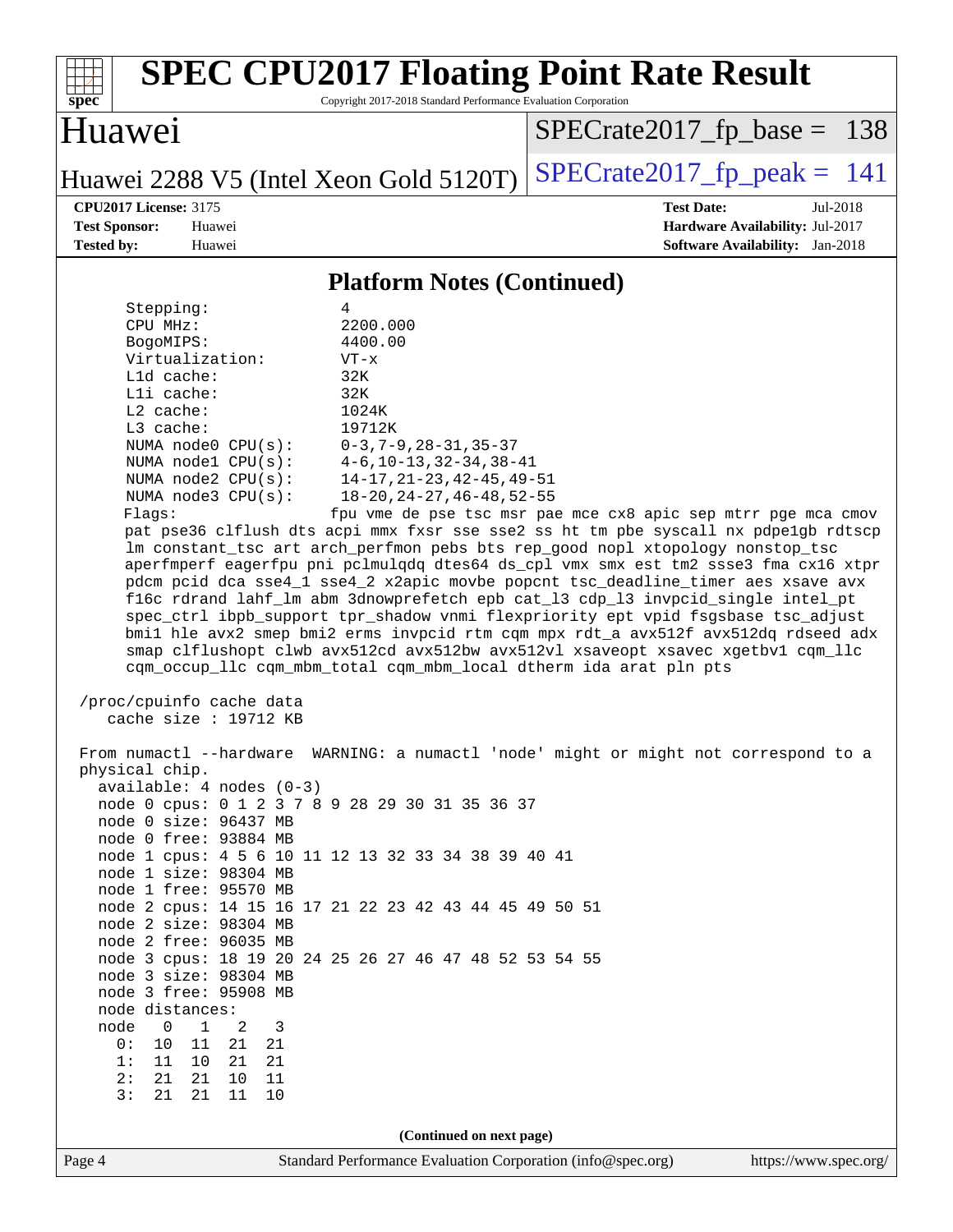# SPEC CPU2017 Floating Point Rate Result

Copyright 2017-2018 Standard Performance Evaluation Corporation

## Huawei

Huawei 2288 V5 (Intel Xeon Gold 5120T)

SPECrate2017_fp_base = 138

SPECrate2017_fp_peak = 141

**CPU2017 License:** 3175
**Test Sponsor:** Huawei
**Tested by:** Huawei

**Test Date:** Jul-2018
**Hardware Availability:** Jul-2017
**Software Availability:** Jan-2018

### Platform Notes (Continued)

```
      Stepping:              4
      CPU MHz:               2200.000
      BogoMIPS:              4400.00
      Virtualization:        VT-x
      L1d cache:             32K
      L1i cache:             32K
      L2 cache:              1024K
      L3 cache:              19712K
      NUMA node0 CPU(s):     0-3,7-9,28-31,35-37
      NUMA node1 CPU(s):     4-6,10-13,32-34,38-41
      NUMA node2 CPU(s):     14-17,21-23,42-45,49-51
      NUMA node3 CPU(s):     18-20,24-27,46-48,52-55
      Flags:                 fpu vme de pse tsc msr pae mce cx8 apic sep mtrr pge mca cmov
      pat pse36 clflush dts acpi mmx fxsr sse sse2 ss ht tm pbe syscall nx pdpe1gb rdtscp
      lm constant_tsc art arch_perfmon pebs bts rep_good nopl xtopology nonstop_tsc
      aperfmperf eagerfpu pni pclmulqdq dtes64 ds_cpl vmx smx est tm2 ssse3 fma cx16 xtpr
      pdcm pcid dca sse4_1 sse4_2 x2apic movbe popcnt tsc_deadline_timer aes xsave avx
      f16c rdrand lahf_lm abm 3dnowprefetch epb cat_l3 cdp_l3 invpcid_single intel_pt
      spec_ctrl ibpb_support tpr_shadow vnmi flexpriority ept vpid fsgsbase tsc_adjust
      bmi1 hle avx2 smep bmi2 erms invpcid rtm cqm mpx rdt_a avx512f avx512dq rdseed adx
      smap clflushopt clwb avx512cd avx512bw avx512vl xsaveopt xsavec xgetbv1 cqm_llc
      cqm_occup_llc cqm_mbm_total cqm_mbm_local dtherm ida arat pln pts

 /proc/cpuinfo cache data
    cache size : 19712 KB

 From numactl --hardware  WARNING: a numactl 'node' might or might not correspond to a
 physical chip.
   available: 4 nodes (0-3)
   node 0 cpus: 0 1 2 3 7 8 9 28 29 30 31 35 36 37
   node 0 size: 96437 MB
   node 0 free: 93884 MB
   node 1 cpus: 4 5 6 10 11 12 13 32 33 34 38 39 40 41
   node 1 size: 98304 MB
   node 1 free: 95570 MB
   node 2 cpus: 14 15 16 17 21 22 23 42 43 44 45 49 50 51
   node 2 size: 98304 MB
   node 2 free: 96035 MB
   node 3 cpus: 18 19 20 24 25 26 27 46 47 48 52 53 54 55
   node 3 size: 98304 MB
   node 3 free: 95908 MB
   node distances:
   node   0   1   2   3
     0:  10  11  21  21
     1:  11  10  21  21
     2:  21  21  10  11
     3:  21  21  11  10
```

(Continued on next page)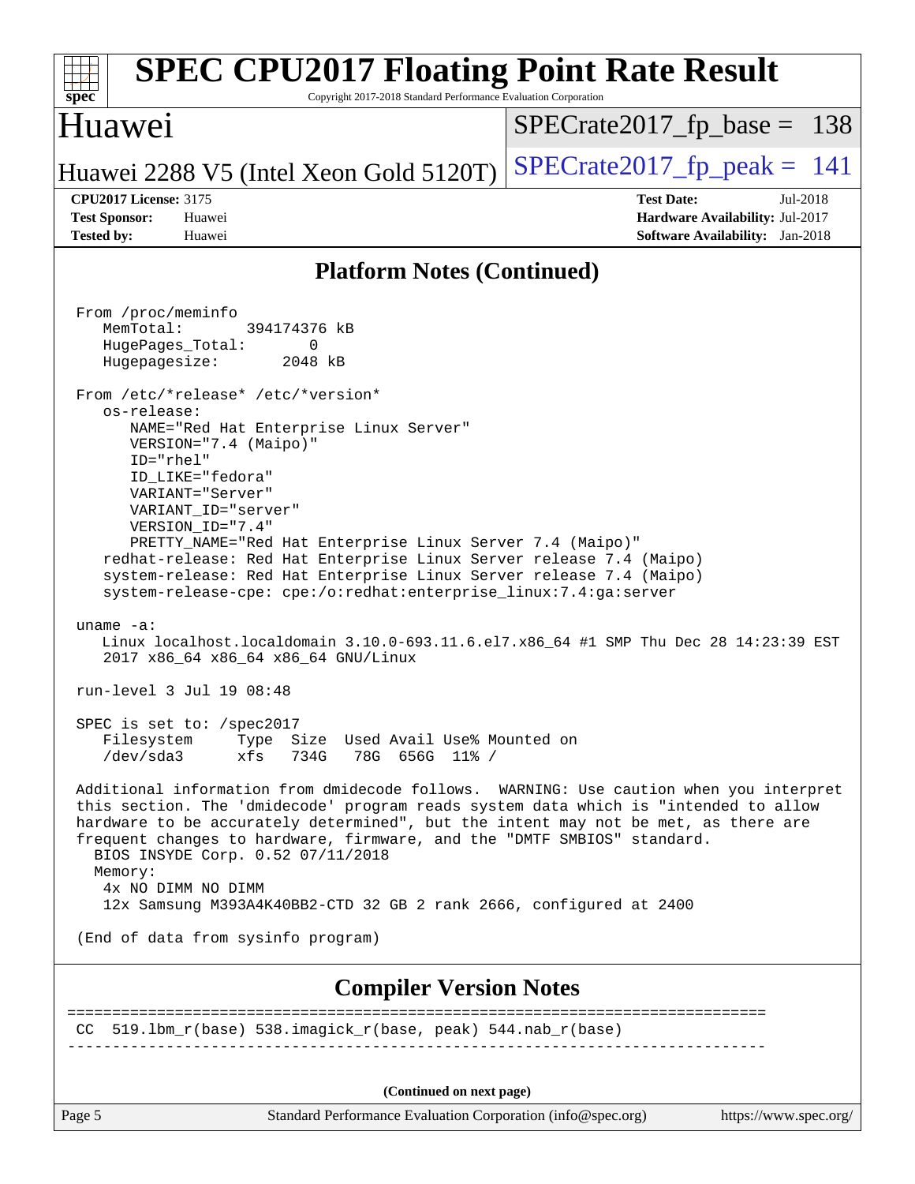## Platform Notes (Continued)

```
From /proc/meminfo
   MemTotal:       394174376 kB
   HugePages_Total:       0
   Hugepagesize:       2048 kB

From /etc/*release* /etc/*version*
   os-release:
      NAME="Red Hat Enterprise Linux Server"
      VERSION="7.4 (Maipo)"
      ID="rhel"
      ID_LIKE="fedora"
      VARIANT="Server"
      VARIANT_ID="server"
      VERSION_ID="7.4"
      PRETTY_NAME="Red Hat Enterprise Linux Server 7.4 (Maipo)"
   redhat-release: Red Hat Enterprise Linux Server release 7.4 (Maipo)
   system-release: Red Hat Enterprise Linux Server release 7.4 (Maipo)
   system-release-cpe: cpe:/o:redhat:enterprise_linux:7.4:ga:server

uname -a:
   Linux localhost.localdomain 3.10.0-693.11.6.el7.x86_64 #1 SMP Thu Dec 28 14:23:39 EST
   2017 x86_64 x86_64 x86_64 GNU/Linux

run-level 3 Jul 19 08:48

SPEC is set to: /spec2017
   Filesystem     Type  Size  Used Avail Use% Mounted on
   /dev/sda3      xfs   734G   78G  656G  11% /

Additional information from dmidecode follows.  WARNING: Use caution when you interpret
this section. The 'dmidecode' program reads system data which is "intended to allow
hardware to be accurately determined", but the intent may not be met, as there are
frequent changes to hardware, firmware, and the "DMTF SMBIOS" standard.
  BIOS INSYDE Corp. 0.52 07/11/2018
  Memory:
   4x NO DIMM NO DIMM
   12x Samsung M393A4K40BB2-CTD 32 GB 2 rank 2666, configured at 2400

(End of data from sysinfo program)
```

## Compiler Version Notes

```
==============================================================================
 CC  519.lbm_r(base) 538.imagick_r(base, peak) 544.nab_r(base)
------------------------------------------------------------------------------
```

(Continued on next page)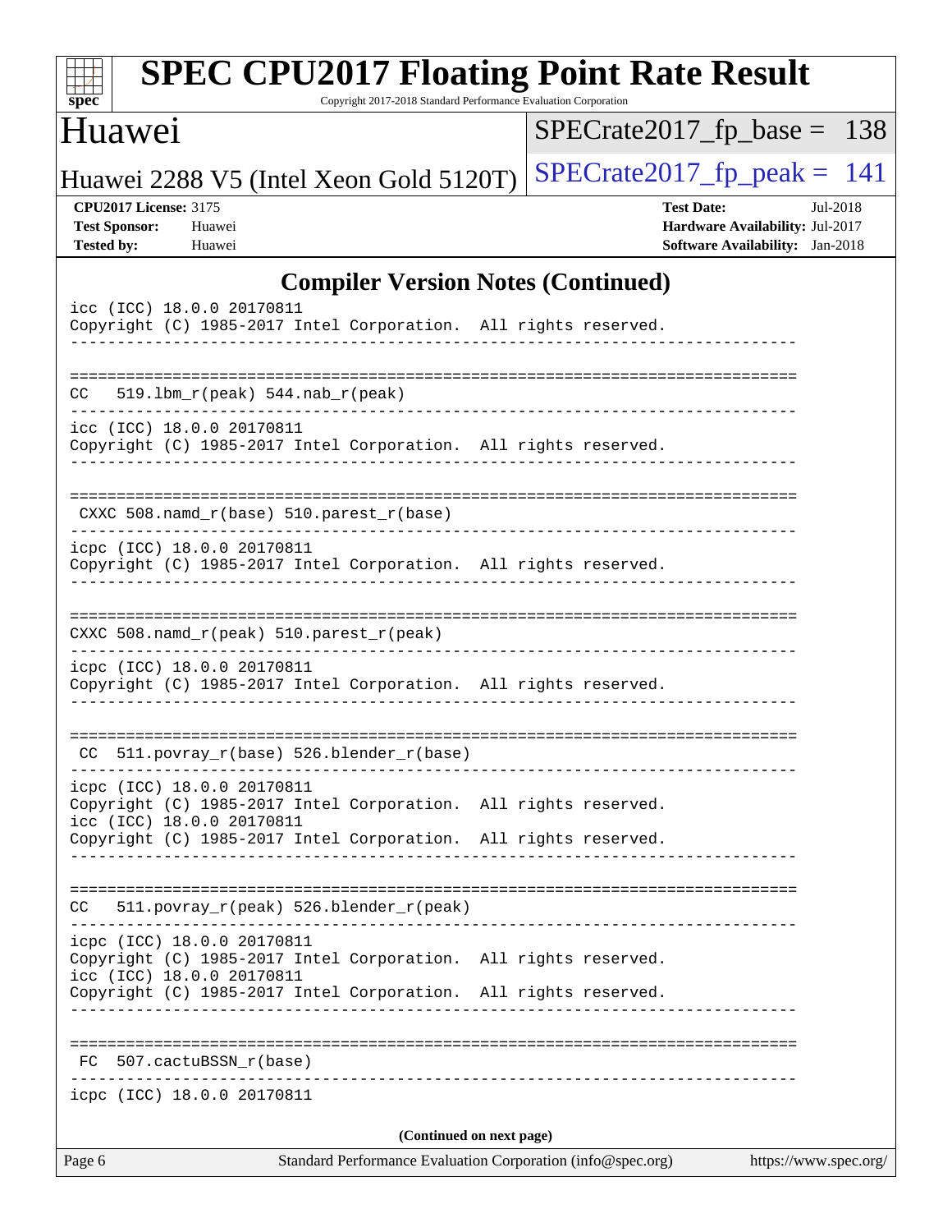## Compiler Version Notes (Continued)

```
icc (ICC) 18.0.0 20170811
Copyright (C) 1985-2017 Intel Corporation.  All rights reserved.
------------------------------------------------------------------------------

==============================================================================
CC   519.lbm_r(peak) 544.nab_r(peak)
------------------------------------------------------------------------------
icc (ICC) 18.0.0 20170811
Copyright (C) 1985-2017 Intel Corporation.  All rights reserved.
------------------------------------------------------------------------------

==============================================================================
 CXXC 508.namd_r(base) 510.parest_r(base)
------------------------------------------------------------------------------
icpc (ICC) 18.0.0 20170811
Copyright (C) 1985-2017 Intel Corporation.  All rights reserved.
------------------------------------------------------------------------------

==============================================================================
CXXC 508.namd_r(peak) 510.parest_r(peak)
------------------------------------------------------------------------------
icpc (ICC) 18.0.0 20170811
Copyright (C) 1985-2017 Intel Corporation.  All rights reserved.
------------------------------------------------------------------------------

==============================================================================
 CC  511.povray_r(base) 526.blender_r(base)
------------------------------------------------------------------------------
icpc (ICC) 18.0.0 20170811
Copyright (C) 1985-2017 Intel Corporation.  All rights reserved.
icc (ICC) 18.0.0 20170811
Copyright (C) 1985-2017 Intel Corporation.  All rights reserved.
------------------------------------------------------------------------------

==============================================================================
CC   511.povray_r(peak) 526.blender_r(peak)
------------------------------------------------------------------------------
icpc (ICC) 18.0.0 20170811
Copyright (C) 1985-2017 Intel Corporation.  All rights reserved.
icc (ICC) 18.0.0 20170811
Copyright (C) 1985-2017 Intel Corporation.  All rights reserved.
------------------------------------------------------------------------------

==============================================================================
 FC  507.cactuBSSN_r(base)
------------------------------------------------------------------------------
icpc (ICC) 18.0.0 20170811
```

**(Continued on next page)**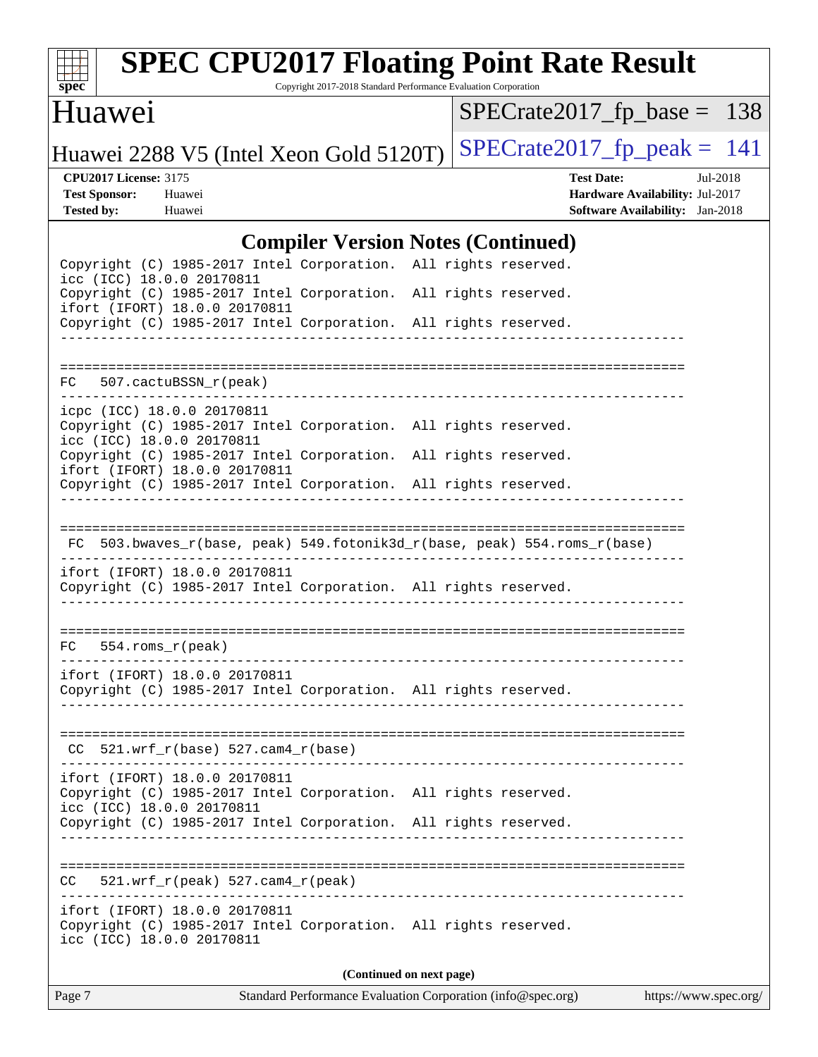## Compiler Version Notes (Continued)

```
Copyright (C) 1985-2017 Intel Corporation.  All rights reserved.
icc (ICC) 18.0.0 20170811
Copyright (C) 1985-2017 Intel Corporation.  All rights reserved.
ifort (IFORT) 18.0.0 20170811
Copyright (C) 1985-2017 Intel Corporation.  All rights reserved.
------------------------------------------------------------------------------

==============================================================================
FC   507.cactuBSSN_r(peak)
------------------------------------------------------------------------------
icpc (ICC) 18.0.0 20170811
Copyright (C) 1985-2017 Intel Corporation.  All rights reserved.
icc (ICC) 18.0.0 20170811
Copyright (C) 1985-2017 Intel Corporation.  All rights reserved.
ifort (IFORT) 18.0.0 20170811
Copyright (C) 1985-2017 Intel Corporation.  All rights reserved.
------------------------------------------------------------------------------

==============================================================================
 FC  503.bwaves_r(base, peak) 549.fotonik3d_r(base, peak) 554.roms_r(base)
------------------------------------------------------------------------------
ifort (IFORT) 18.0.0 20170811
Copyright (C) 1985-2017 Intel Corporation.  All rights reserved.
------------------------------------------------------------------------------

==============================================================================
FC   554.roms_r(peak)
------------------------------------------------------------------------------
ifort (IFORT) 18.0.0 20170811
Copyright (C) 1985-2017 Intel Corporation.  All rights reserved.
------------------------------------------------------------------------------

==============================================================================
 CC  521.wrf_r(base) 527.cam4_r(base)
------------------------------------------------------------------------------
ifort (IFORT) 18.0.0 20170811
Copyright (C) 1985-2017 Intel Corporation.  All rights reserved.
icc (ICC) 18.0.0 20170811
Copyright (C) 1985-2017 Intel Corporation.  All rights reserved.
------------------------------------------------------------------------------

==============================================================================
CC   521.wrf_r(peak) 527.cam4_r(peak)
------------------------------------------------------------------------------
ifort (IFORT) 18.0.0 20170811
Copyright (C) 1985-2017 Intel Corporation.  All rights reserved.
icc (ICC) 18.0.0 20170811
```

**(Continued on next page)**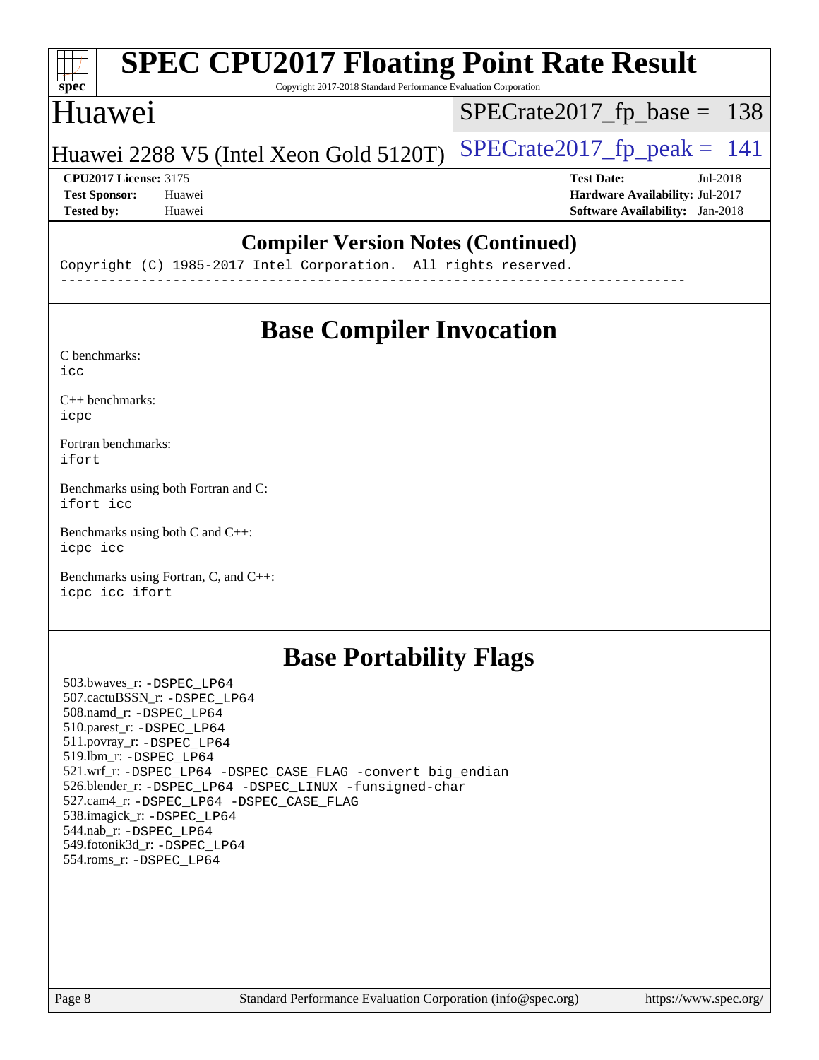## Compiler Version Notes (Continued)

```
Copyright (C) 1985-2017 Intel Corporation.  All rights reserved.
------------------------------------------------------------------------------
```

## Base Compiler Invocation

C benchmarks:
icc

C++ benchmarks:
icpc

Fortran benchmarks:
ifort

Benchmarks using both Fortran and C:
ifort icc

Benchmarks using both C and C++:
icpc icc

Benchmarks using Fortran, C, and C++:
icpc icc ifort

## Base Portability Flags

503.bwaves_r: -DSPEC_LP64
507.cactuBSSN_r: -DSPEC_LP64
508.namd_r: -DSPEC_LP64
510.parest_r: -DSPEC_LP64
511.povray_r: -DSPEC_LP64
519.lbm_r: -DSPEC_LP64
521.wrf_r: -DSPEC_LP64 -DSPEC_CASE_FLAG -convert big_endian
526.blender_r: -DSPEC_LP64 -DSPEC_LINUX -funsigned-char
527.cam4_r: -DSPEC_LP64 -DSPEC_CASE_FLAG
538.imagick_r: -DSPEC_LP64
544.nab_r: -DSPEC_LP64
549.fotonik3d_r: -DSPEC_LP64
554.roms_r: -DSPEC_LP64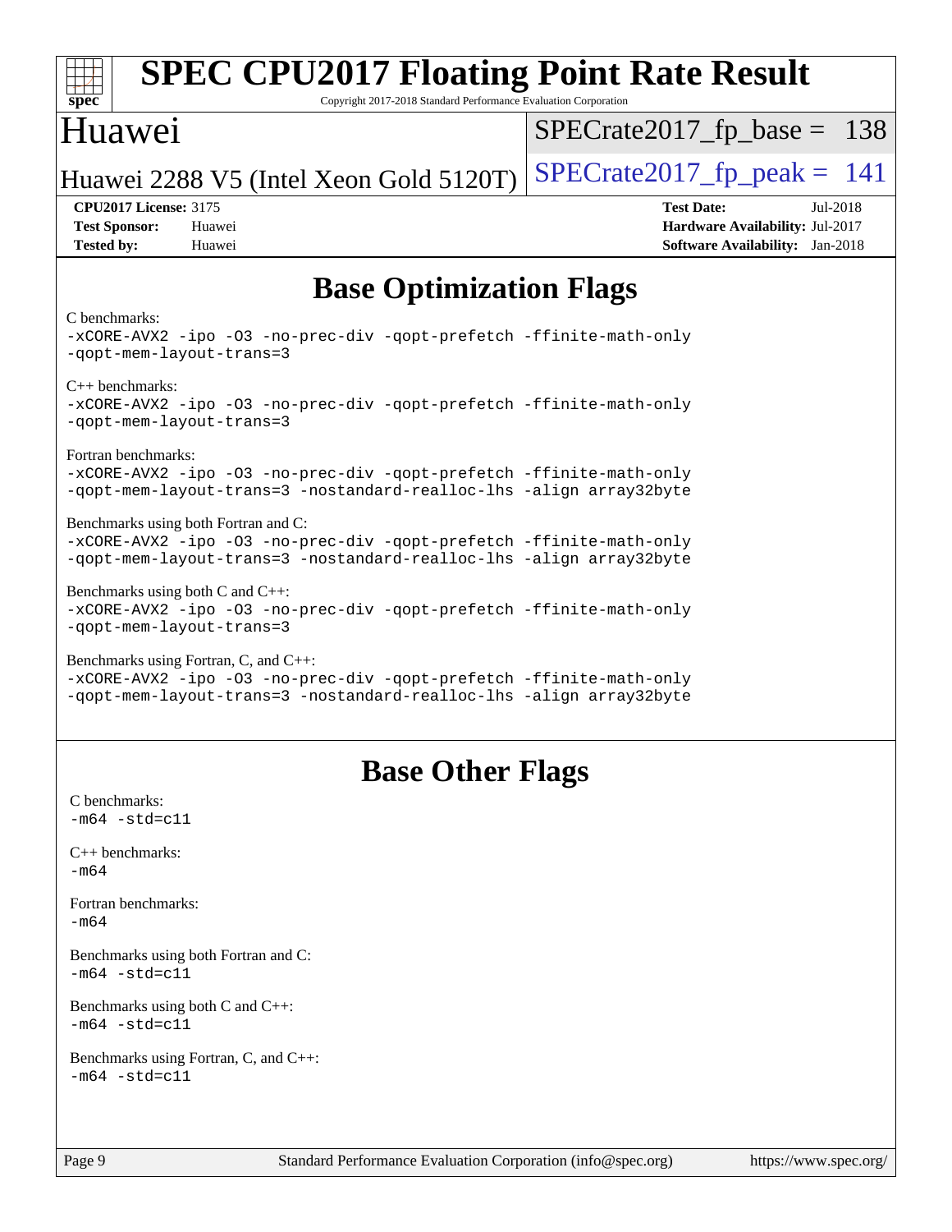## Base Optimization Flags

C benchmarks:

```
-xCORE-AVX2 -ipo -O3 -no-prec-div -qopt-prefetch -ffinite-math-only
-qopt-mem-layout-trans=3
```

C++ benchmarks:

```
-xCORE-AVX2 -ipo -O3 -no-prec-div -qopt-prefetch -ffinite-math-only
-qopt-mem-layout-trans=3
```

Fortran benchmarks:

```
-xCORE-AVX2 -ipo -O3 -no-prec-div -qopt-prefetch -ffinite-math-only
-qopt-mem-layout-trans=3 -nostandard-realloc-lhs -align array32byte
```

Benchmarks using both Fortran and C:

```
-xCORE-AVX2 -ipo -O3 -no-prec-div -qopt-prefetch -ffinite-math-only
-qopt-mem-layout-trans=3 -nostandard-realloc-lhs -align array32byte
```

Benchmarks using both C and C++:

```
-xCORE-AVX2 -ipo -O3 -no-prec-div -qopt-prefetch -ffinite-math-only
-qopt-mem-layout-trans=3
```

Benchmarks using Fortran, C, and C++:

```
-xCORE-AVX2 -ipo -O3 -no-prec-div -qopt-prefetch -ffinite-math-only
-qopt-mem-layout-trans=3 -nostandard-realloc-lhs -align array32byte
```

## Base Other Flags

C benchmarks:

```
-m64 -std=c11
```

C++ benchmarks:

```
-m64
```

Fortran benchmarks:

```
-m64
```

Benchmarks using both Fortran and C:

```
-m64 -std=c11
```

Benchmarks using both C and C++:

```
-m64 -std=c11
```

Benchmarks using Fortran, C, and C++:

```
-m64 -std=c11
```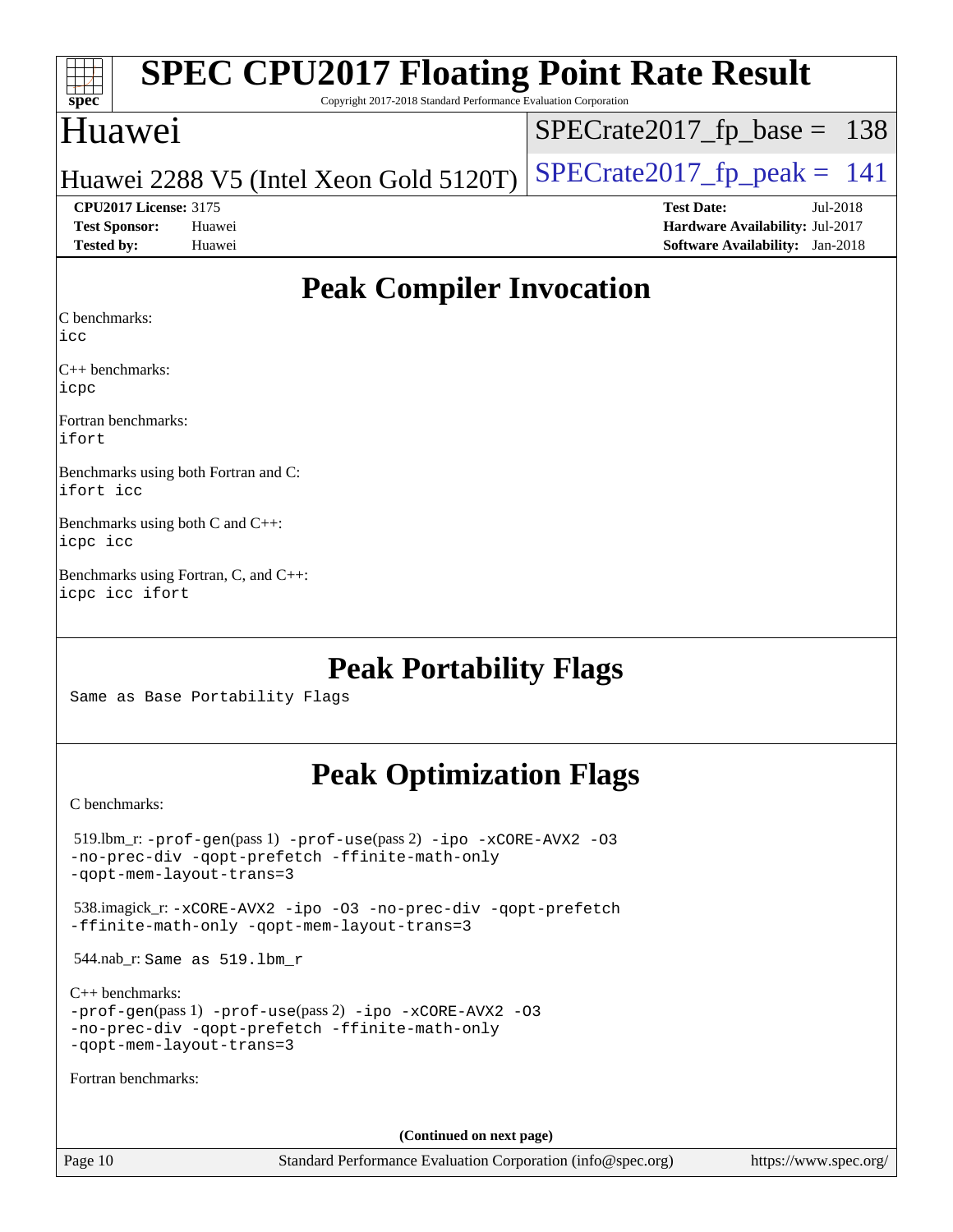# SPEC CPU2017 Floating Point Rate Result

Copyright 2017-2018 Standard Performance Evaluation Corporation

## Huawei

Huawei 2288 V5 (Intel Xeon Gold 5120T)

SPECrate2017_fp_base = 138

SPECrate2017_fp_peak = 141

**CPU2017 License:** 3175
**Test Sponsor:** Huawei
**Tested by:** Huawei

**Test Date:** Jul-2018
**Hardware Availability:** Jul-2017
**Software Availability:** Jan-2018

## Peak Compiler Invocation

C benchmarks:
icc

C++ benchmarks:
icpc

Fortran benchmarks:
ifort

Benchmarks using both Fortran and C:
ifort icc

Benchmarks using both C and C++:
icpc icc

Benchmarks using Fortran, C, and C++:
icpc icc ifort

## Peak Portability Flags

Same as Base Portability Flags

## Peak Optimization Flags

C benchmarks:

519.lbm_r: -prof-gen(pass 1) -prof-use(pass 2) -ipo -xCORE-AVX2 -O3 -no-prec-div -qopt-prefetch -ffinite-math-only -qopt-mem-layout-trans=3

538.imagick_r: -xCORE-AVX2 -ipo -O3 -no-prec-div -qopt-prefetch -ffinite-math-only -qopt-mem-layout-trans=3

544.nab_r: Same as 519.lbm_r

C++ benchmarks:
-prof-gen(pass 1) -prof-use(pass 2) -ipo -xCORE-AVX2 -O3 -no-prec-div -qopt-prefetch -ffinite-math-only -qopt-mem-layout-trans=3

Fortran benchmarks:

(Continued on next page)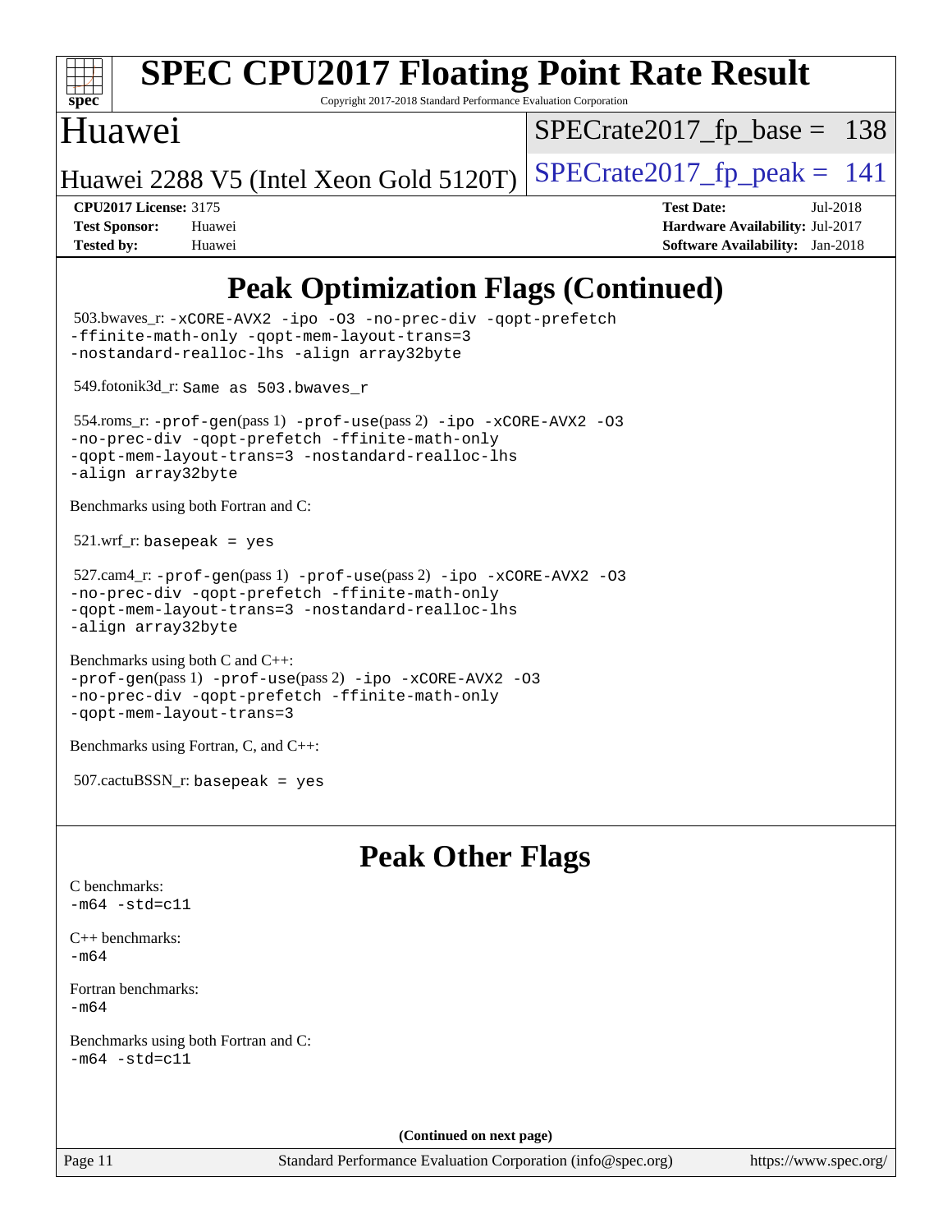# Peak Optimization Flags (Continued)

503.bwaves_r: `-xCORE-AVX2 -ipo -O3 -no-prec-div -qopt-prefetch -ffinite-math-only -qopt-mem-layout-trans=3 -nostandard-realloc-lhs -align array32byte`

549.fotonik3d_r: `Same as 503.bwaves_r`

554.roms_r: `-prof-gen`(pass 1) `-prof-use`(pass 2) `-ipo -xCORE-AVX2 -O3 -no-prec-div -qopt-prefetch -ffinite-math-only -qopt-mem-layout-trans=3 -nostandard-realloc-lhs -align array32byte`

Benchmarks using both Fortran and C:

521.wrf_r: `basepeak = yes`

527.cam4_r: `-prof-gen`(pass 1) `-prof-use`(pass 2) `-ipo -xCORE-AVX2 -O3 -no-prec-div -qopt-prefetch -ffinite-math-only -qopt-mem-layout-trans=3 -nostandard-realloc-lhs -align array32byte`

Benchmarks using both C and C++:
`-prof-gen`(pass 1) `-prof-use`(pass 2) `-ipo -xCORE-AVX2 -O3 -no-prec-div -qopt-prefetch -ffinite-math-only -qopt-mem-layout-trans=3`

Benchmarks using Fortran, C, and C++:

507.cactuBSSN_r: `basepeak = yes`

# Peak Other Flags

C benchmarks:
`-m64 -std=c11`

C++ benchmarks:
`-m64`

Fortran benchmarks:
`-m64`

Benchmarks using both Fortran and C:
`-m64 -std=c11`

(Continued on next page)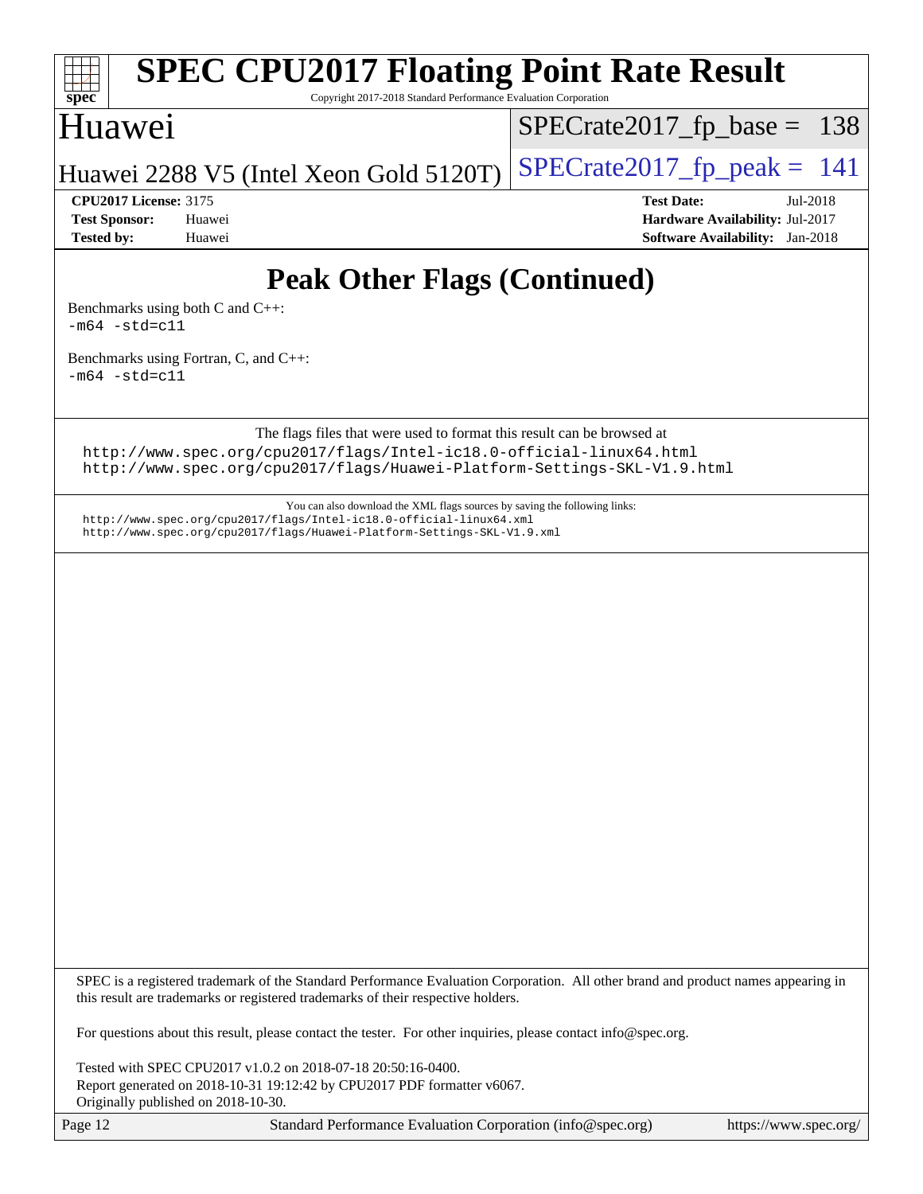# Peak Other Flags (Continued)

Benchmarks using both C and C++:
`-m64 -std=c11`

Benchmarks using Fortran, C, and C++:
`-m64 -std=c11`

The flags files that were used to format this result can be browsed at
http://www.spec.org/cpu2017/flags/Intel-ic18.0-official-linux64.html
http://www.spec.org/cpu2017/flags/Huawei-Platform-Settings-SKL-V1.9.html

You can also download the XML flags sources by saving the following links:
http://www.spec.org/cpu2017/flags/Intel-ic18.0-official-linux64.xml
http://www.spec.org/cpu2017/flags/Huawei-Platform-Settings-SKL-V1.9.xml

SPEC is a registered trademark of the Standard Performance Evaluation Corporation. All other brand and product names appearing in this result are trademarks or registered trademarks of their respective holders.

For questions about this result, please contact the tester. For other inquiries, please contact info@spec.org.

Tested with SPEC CPU2017 v1.0.2 on 2018-07-18 20:50:16-0400.
Report generated on 2018-10-31 19:12:42 by CPU2017 PDF formatter v6067.
Originally published on 2018-10-30.